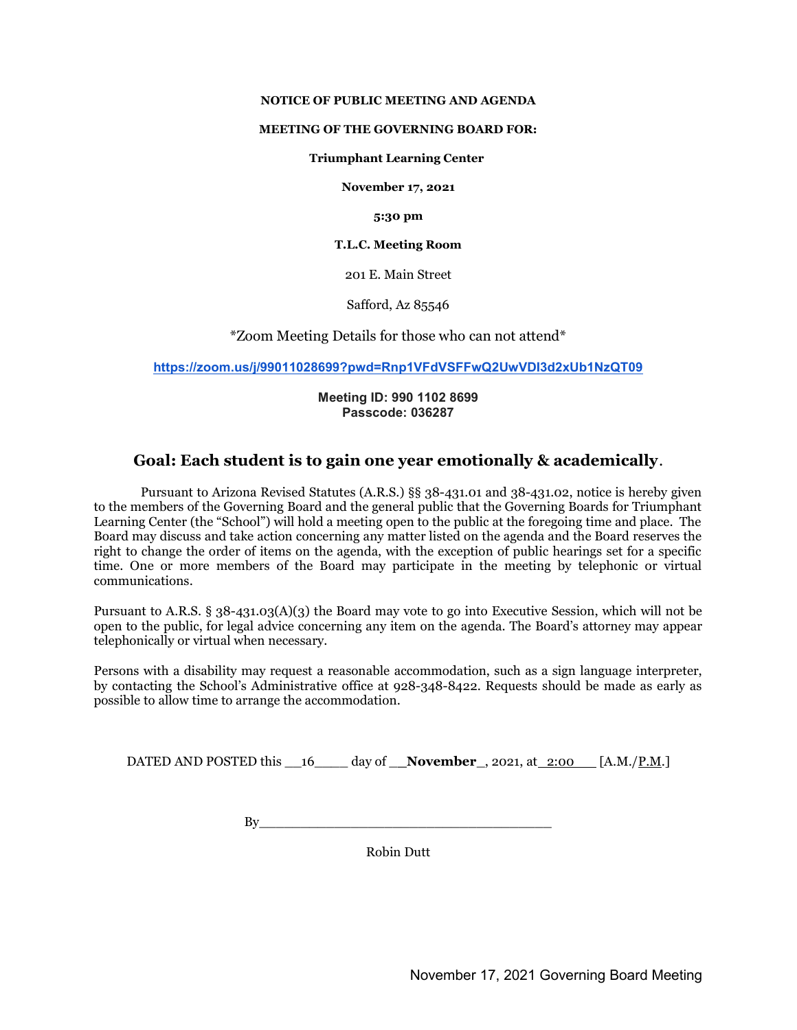**NOTICE OF PUBLIC MEETING AND AGENDA**

**MEETING OF THE GOVERNING BOARD FOR:**

**Triumphant Learning Center**

**November 17, 2021**

**5:30 pm**

**T.L.C. Meeting Room**

201 E. Main Street

Safford, Az 85546

*Zoom Meeting Details for those who can not attend*

https://zoom.us/j/99011028699?pwd=Rnp1VFdVSFFwQ2UwVDI3d2xUb1NzQT09

**Meeting ID: 990 1102 8699**
**Passcode: 036287**

## Goal: Each student is to gain one year emotionally & academically.

Pursuant to Arizona Revised Statutes (A.R.S.) §§ 38-431.01 and 38-431.02, notice is hereby given to the members of the Governing Board and the general public that the Governing Boards for Triumphant Learning Center (the "School") will hold a meeting open to the public at the foregoing time and place. The Board may discuss and take action concerning any matter listed on the agenda and the Board reserves the right to change the order of items on the agenda, with the exception of public hearings set for a specific time. One or more members of the Board may participate in the meeting by telephonic or virtual communications.

Pursuant to A.R.S. § 38-431.03(A)(3) the Board may vote to go into Executive Session, which will not be open to the public, for legal advice concerning any item on the agenda. The Board's attorney may appear telephonically or virtual when necessary.

Persons with a disability may request a reasonable accommodation, such as a sign language interpreter, by contacting the School's Administrative office at 928-348-8422. Requests should be made as early as possible to allow time to arrange the accommodation.

DATED AND POSTED this __16____ day of __**November**_, 2021, at_2:00___ [A.M./P.M.]

By_________________________________

Robin Dutt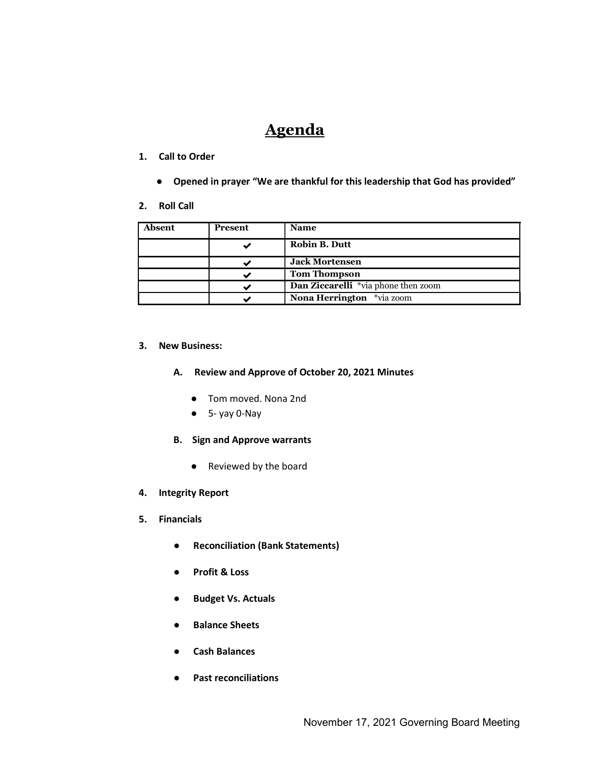# Agenda

1. **Call to Order**

    - **Opened in prayer "We are thankful for this leadership that God has provided"**

2. **Roll Call**

| Absent | Present | Name |
|---|---|---|
| | ✔ | **Robin B. Dutt** |
| | ✔ | **Jack Mortensen** |
| | ✔ | **Tom Thompson** |
| | ✔ | **Dan Ziccarelli** *via phone then zoom |
| | ✔ | **Nona Herrington** *via zoom |

3. **New Business:**

    **A. Review and Approve of October 20, 2021 Minutes**

    - Tom moved. Nona 2nd
    - 5- yay 0-Nay

    **B. Sign and Approve warrants**

    - Reviewed by the board

4. **Integrity Report**

5. **Financials**

    - **Reconciliation (Bank Statements)**
    - **Profit & Loss**
    - **Budget Vs. Actuals**
    - **Balance Sheets**
    - **Cash Balances**
    - **Past reconciliations**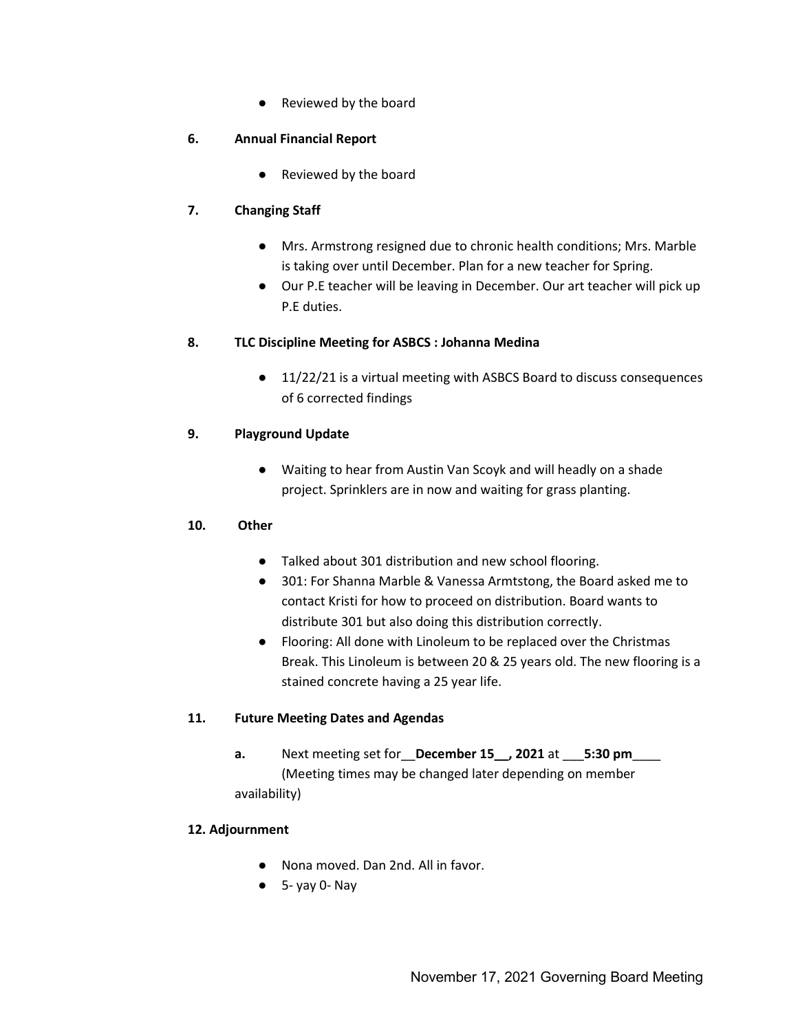- Reviewed by the board

**6. Annual Financial Report**

- Reviewed by the board

**7. Changing Staff**

- Mrs. Armstrong resigned due to chronic health conditions; Mrs. Marble is taking over until December. Plan for a new teacher for Spring.
- Our P.E teacher will be leaving in December. Our art teacher will pick up P.E duties.

**8. TLC Discipline Meeting for ASBCS : Johanna Medina**

- 11/22/21 is a virtual meeting with ASBCS Board to discuss consequences of 6 corrected findings

**9. Playground Update**

- Waiting to hear from Austin Van Scoyk and will headly on a shade project. Sprinklers are in now and waiting for grass planting.

**10. Other**

- Talked about 301 distribution and new school flooring.
- 301: For Shanna Marble & Vanessa Armtstong, the Board asked me to contact Kristi for how to proceed on distribution. Board wants to distribute 301 but also doing this distribution correctly.
- Flooring: All done with Linoleum to be replaced over the Christmas Break. This Linoleum is between 20 & 25 years old. The new flooring is a stained concrete having a 25 year life.

**11. Future Meeting Dates and Agendas**

**a.** Next meeting set for__**December 15__, 2021** at ___**5:30 pm**____ (Meeting times may be changed later depending on member availability)

**12. Adjournment**

- Nona moved. Dan 2nd. All in favor.
- 5- yay 0- Nay